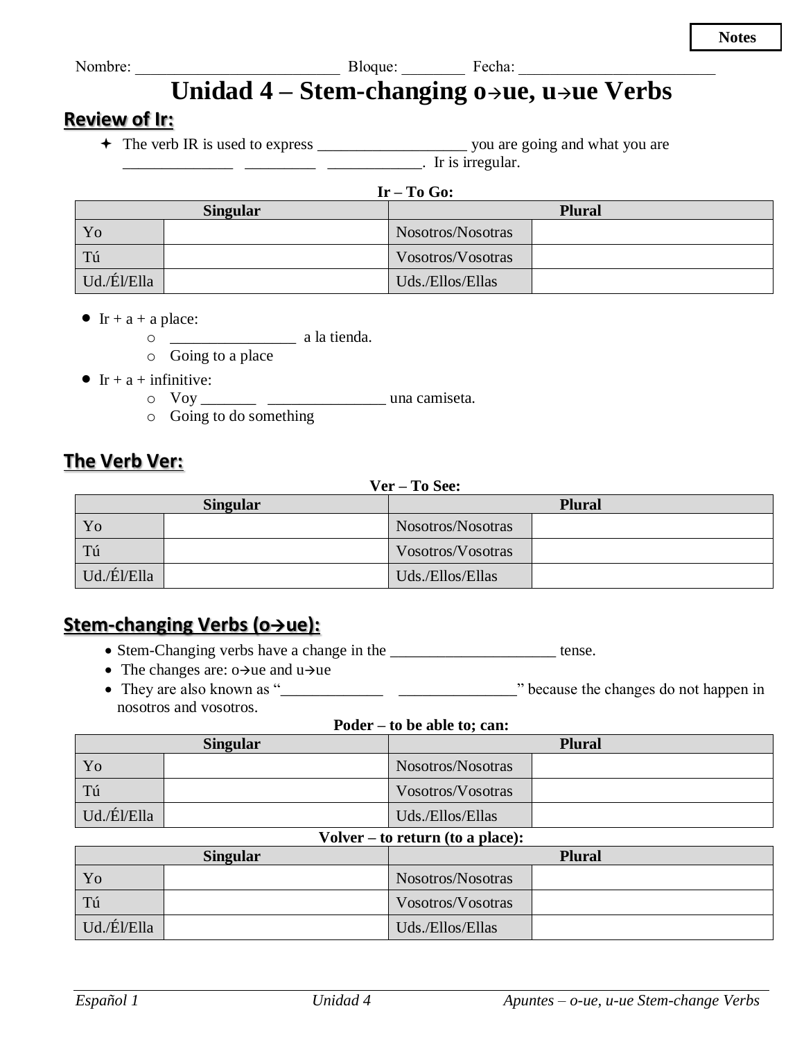Notes

Nombre: _________________________ Bloque: ________ Fecha: ________________________

# Unidad 4 – Stem-changing o→ue, u→ue Verbs

## Review of Ir:

- ✦ The verb IR is used to express __________________ you are going and what you are ______________ _________ ____________. Ir is irregular.

**Ir – To Go:**

| Singular | | Plural | |
|---|---|---|---|
| Yo | | Nosotros/Nosotras | |
| Tú | | Vosotros/Vosotras | |
| Ud./Él/Ella | | Uds./Ellos/Ellas | |

- Ir + a + a place:
  - ________________ a la tienda.
  - Going to a place
- Ir + a + infinitive:
  - Voy _______ _______________ una camiseta.
  - Going to do something

## The Verb Ver:

**Ver – To See:**

| Singular | | Plural | |
|---|---|---|---|
| Yo | | Nosotros/Nosotras | |
| Tú | | Vosotros/Vosotras | |
| Ud./Él/Ella | | Uds./Ellos/Ellas | |

## Stem-changing Verbs (o→ue):

- Stem-Changing verbs have a change in the _____________________ tense.
- The changes are: o→ue and u→ue
- They are also known as "_____________ _______________" because the changes do not happen in nosotros and vosotros.

**Poder – to be able to; can:**

| Singular | | Plural | |
|---|---|---|---|
| Yo | | Nosotros/Nosotras | |
| Tú | | Vosotros/Vosotras | |
| Ud./Él/Ella | | Uds./Ellos/Ellas | |

**Volver – to return (to a place):**

| Singular | | Plural | |
|---|---|---|---|
| Yo | | Nosotros/Nosotras | |
| Tú | | Vosotros/Vosotras | |
| Ud./Él/Ella | | Uds./Ellos/Ellas | |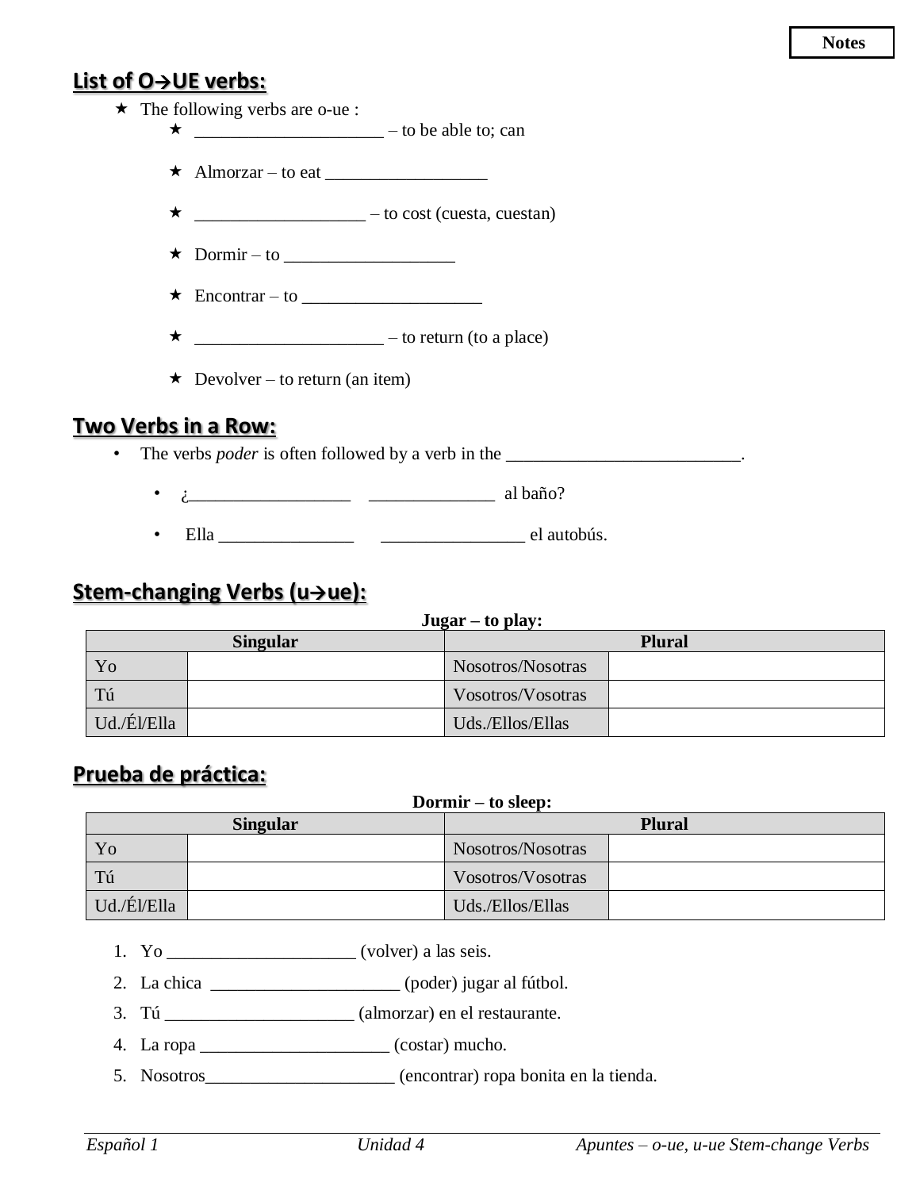Notes

## List of O→UE verbs:

- The following verbs are o-ue :
  - _____________________ – to be able to; can
  - Almorzar – to eat __________________
  - ___________________ – to cost (cuesta, cuestan)
  - Dormir – to ___________________
  - Encontrar – to ____________________
  - _____________________ – to return (to a place)
  - Devolver – to return (an item)

## Two Verbs in a Row:

- The verbs *poder* is often followed by a verb in the __________________________.
  - ¿__________________ ______________ al baño?
  - Ella _______________ ________________ el autobús.

## Stem-changing Verbs (u→ue):

**Jugar – to play:**

| Singular | | Plural | |
|---|---|---|---|
| Yo | | Nosotros/Nosotras | |
| Tú | | Vosotros/Vosotras | |
| Ud./Él/Ella | | Uds./Ellos/Ellas | |

## Prueba de práctica:

**Dormir – to sleep:**

| Singular | | Plural | |
|---|---|---|---|
| Yo | | Nosotros/Nosotras | |
| Tú | | Vosotros/Vosotras | |
| Ud./Él/Ella | | Uds./Ellos/Ellas | |

1. Yo _____________________ (volver) a las seis.
2. La chica _____________________ (poder) jugar al fútbol.
3. Tú _____________________ (almorzar) en el restaurante.
4. La ropa _____________________ (costar) mucho.
5. Nosotros_____________________ (encontrar) ropa bonita en la tienda.